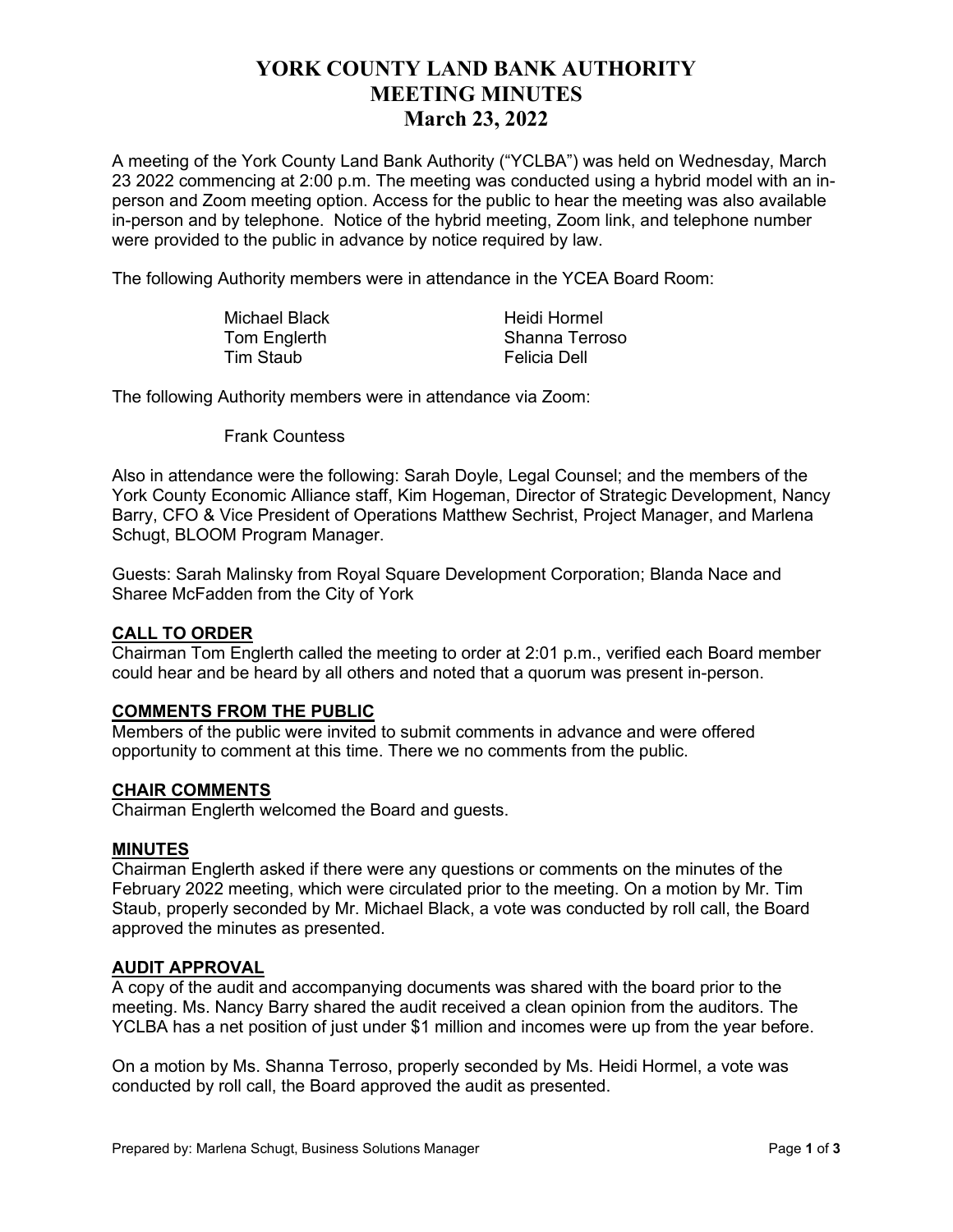# YORK COUNTY LAND BANK AUTHORITY
# MEETING MINUTES
# March 23, 2022

A meeting of the York County Land Bank Authority ("YCLBA") was held on Wednesday, March 23 2022 commencing at 2:00 p.m. The meeting was conducted using a hybrid model with an in-person and Zoom meeting option. Access for the public to hear the meeting was also available in-person and by telephone. Notice of the hybrid meeting, Zoom link, and telephone number were provided to the public in advance by notice required by law.

The following Authority members were in attendance in the YCEA Board Room:

Michael Black
Tom Englerth
Tim Staub
Heidi Hormel
Shanna Terroso
Felicia Dell

The following Authority members were in attendance via Zoom:

Frank Countess

Also in attendance were the following: Sarah Doyle, Legal Counsel; and the members of the York County Economic Alliance staff, Kim Hogeman, Director of Strategic Development, Nancy Barry, CFO & Vice President of Operations Matthew Sechrist, Project Manager, and Marlena Schugt, BLOOM Program Manager.

Guests: Sarah Malinsky from Royal Square Development Corporation; Blanda Nace and Sharee McFadden from the City of York

**CALL TO ORDER**

Chairman Tom Englerth called the meeting to order at 2:01 p.m., verified each Board member could hear and be heard by all others and noted that a quorum was present in-person.

**COMMENTS FROM THE PUBLIC**

Members of the public were invited to submit comments in advance and were offered opportunity to comment at this time. There we no comments from the public.

**CHAIR COMMENTS**

Chairman Englerth welcomed the Board and guests.

**MINUTES**

Chairman Englerth asked if there were any questions or comments on the minutes of the February 2022 meeting, which were circulated prior to the meeting. On a motion by Mr. Tim Staub, properly seconded by Mr. Michael Black, a vote was conducted by roll call, the Board approved the minutes as presented.

**AUDIT APPROVAL**

A copy of the audit and accompanying documents was shared with the board prior to the meeting. Ms. Nancy Barry shared the audit received a clean opinion from the auditors. The YCLBA has a net position of just under $1 million and incomes were up from the year before.

On a motion by Ms. Shanna Terroso, properly seconded by Ms. Heidi Hormel, a vote was conducted by roll call, the Board approved the audit as presented.

Prepared by: Marlena Schugt, Business Solutions Manager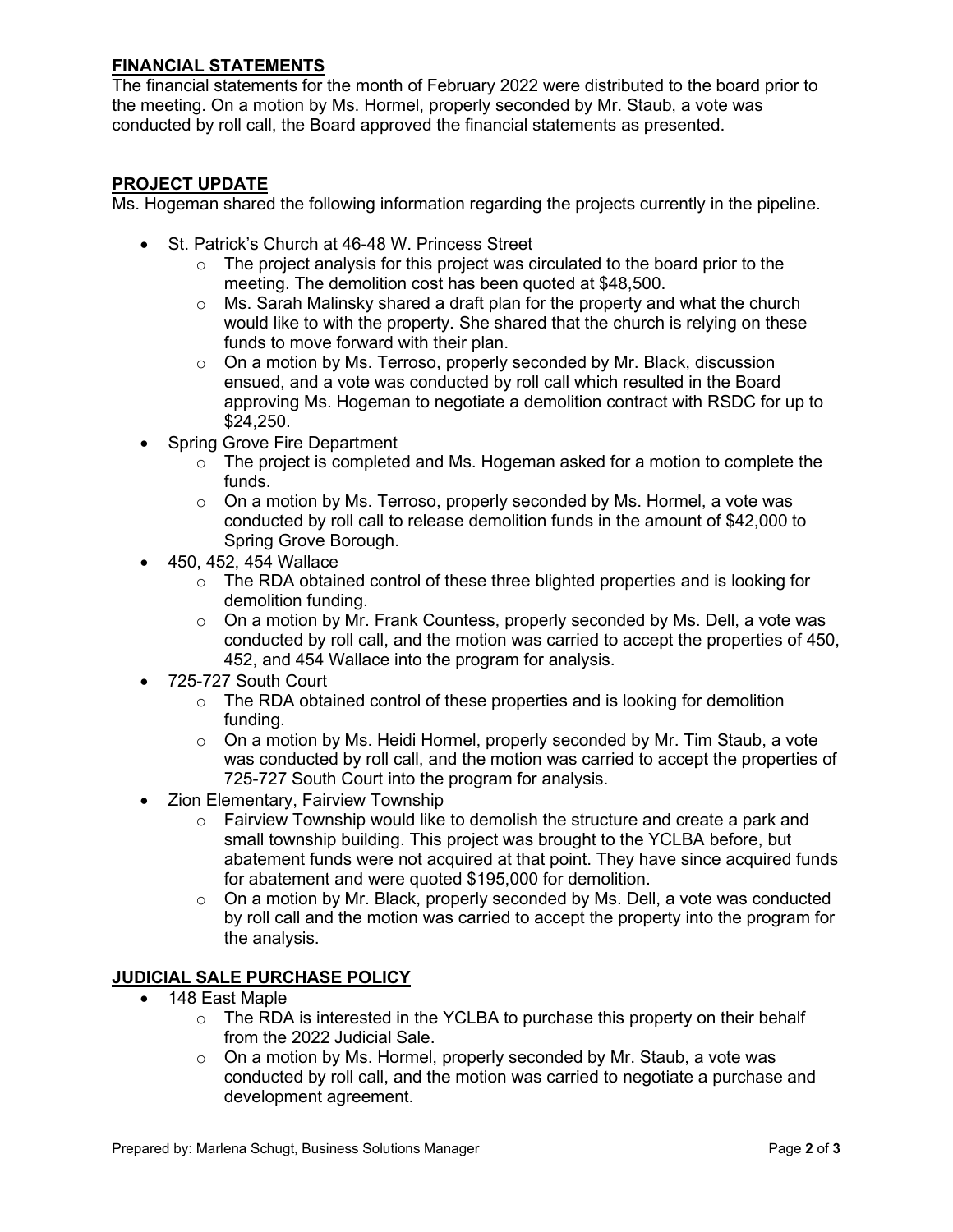## FINANCIAL STATEMENTS

The financial statements for the month of February 2022 were distributed to the board prior to the meeting. On a motion by Ms. Hormel, properly seconded by Mr. Staub, a vote was conducted by roll call, the Board approved the financial statements as presented.

## PROJECT UPDATE

Ms. Hogeman shared the following information regarding the projects currently in the pipeline.

- St. Patrick's Church at 46-48 W. Princess Street
  - The project analysis for this project was circulated to the board prior to the meeting. The demolition cost has been quoted at $48,500.
  - Ms. Sarah Malinsky shared a draft plan for the property and what the church would like to with the property. She shared that the church is relying on these funds to move forward with their plan.
  - On a motion by Ms. Terroso, properly seconded by Mr. Black, discussion ensued, and a vote was conducted by roll call which resulted in the Board approving Ms. Hogeman to negotiate a demolition contract with RSDC for up to $24,250.
- Spring Grove Fire Department
  - The project is completed and Ms. Hogeman asked for a motion to complete the funds.
  - On a motion by Ms. Terroso, properly seconded by Ms. Hormel, a vote was conducted by roll call to release demolition funds in the amount of $42,000 to Spring Grove Borough.
- 450, 452, 454 Wallace
  - The RDA obtained control of these three blighted properties and is looking for demolition funding.
  - On a motion by Mr. Frank Countess, properly seconded by Ms. Dell, a vote was conducted by roll call, and the motion was carried to accept the properties of 450, 452, and 454 Wallace into the program for analysis.
- 725-727 South Court
  - The RDA obtained control of these properties and is looking for demolition funding.
  - On a motion by Ms. Heidi Hormel, properly seconded by Mr. Tim Staub, a vote was conducted by roll call, and the motion was carried to accept the properties of 725-727 South Court into the program for analysis.
- Zion Elementary, Fairview Township
  - Fairview Township would like to demolish the structure and create a park and small township building. This project was brought to the YCLBA before, but abatement funds were not acquired at that point. They have since acquired funds for abatement and were quoted $195,000 for demolition.
  - On a motion by Mr. Black, properly seconded by Ms. Dell, a vote was conducted by roll call and the motion was carried to accept the property into the program for the analysis.

## JUDICIAL SALE PURCHASE POLICY

- 148 East Maple
  - The RDA is interested in the YCLBA to purchase this property on their behalf from the 2022 Judicial Sale.
  - On a motion by Ms. Hormel, properly seconded by Mr. Staub, a vote was conducted by roll call, and the motion was carried to negotiate a purchase and development agreement.

Prepared by: Marlena Schugt, Business Solutions Manager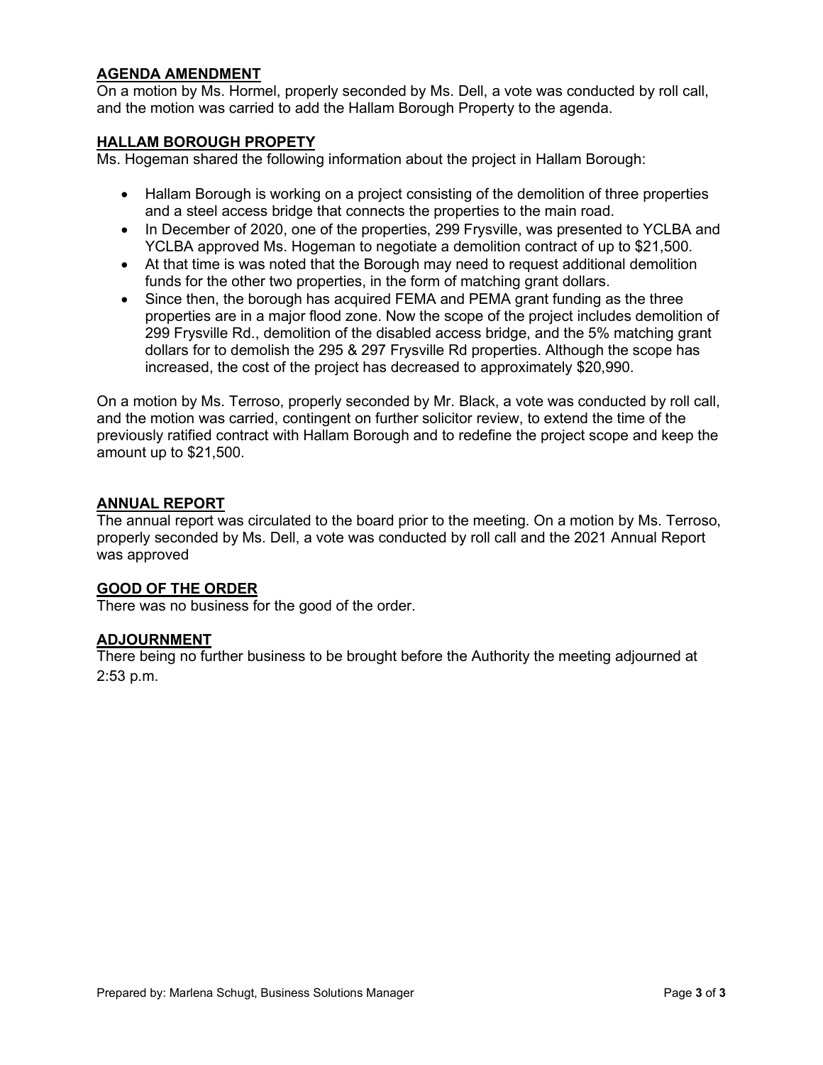## AGENDA AMENDMENT

On a motion by Ms. Hormel, properly seconded by Ms. Dell, a vote was conducted by roll call, and the motion was carried to add the Hallam Borough Property to the agenda.

## HALLAM BOROUGH PROPETY

Ms. Hogeman shared the following information about the project in Hallam Borough:

- Hallam Borough is working on a project consisting of the demolition of three properties and a steel access bridge that connects the properties to the main road.
- In December of 2020, one of the properties, 299 Frysville, was presented to YCLBA and YCLBA approved Ms. Hogeman to negotiate a demolition contract of up to $21,500.
- At that time is was noted that the Borough may need to request additional demolition funds for the other two properties, in the form of matching grant dollars.
- Since then, the borough has acquired FEMA and PEMA grant funding as the three properties are in a major flood zone. Now the scope of the project includes demolition of 299 Frysville Rd., demolition of the disabled access bridge, and the 5% matching grant dollars for to demolish the 295 & 297 Frysville Rd properties. Although the scope has increased, the cost of the project has decreased to approximately $20,990.

On a motion by Ms. Terroso, properly seconded by Mr. Black, a vote was conducted by roll call, and the motion was carried, contingent on further solicitor review, to extend the time of the previously ratified contract with Hallam Borough and to redefine the project scope and keep the amount up to $21,500.

## ANNUAL REPORT

The annual report was circulated to the board prior to the meeting. On a motion by Ms. Terroso, properly seconded by Ms. Dell, a vote was conducted by roll call and the 2021 Annual Report was approved

## GOOD OF THE ORDER

There was no business for the good of the order.

## ADJOURNMENT

There being no further business to be brought before the Authority the meeting adjourned at 2:53 p.m.

Prepared by: Marlena Schugt, Business Solutions Manager